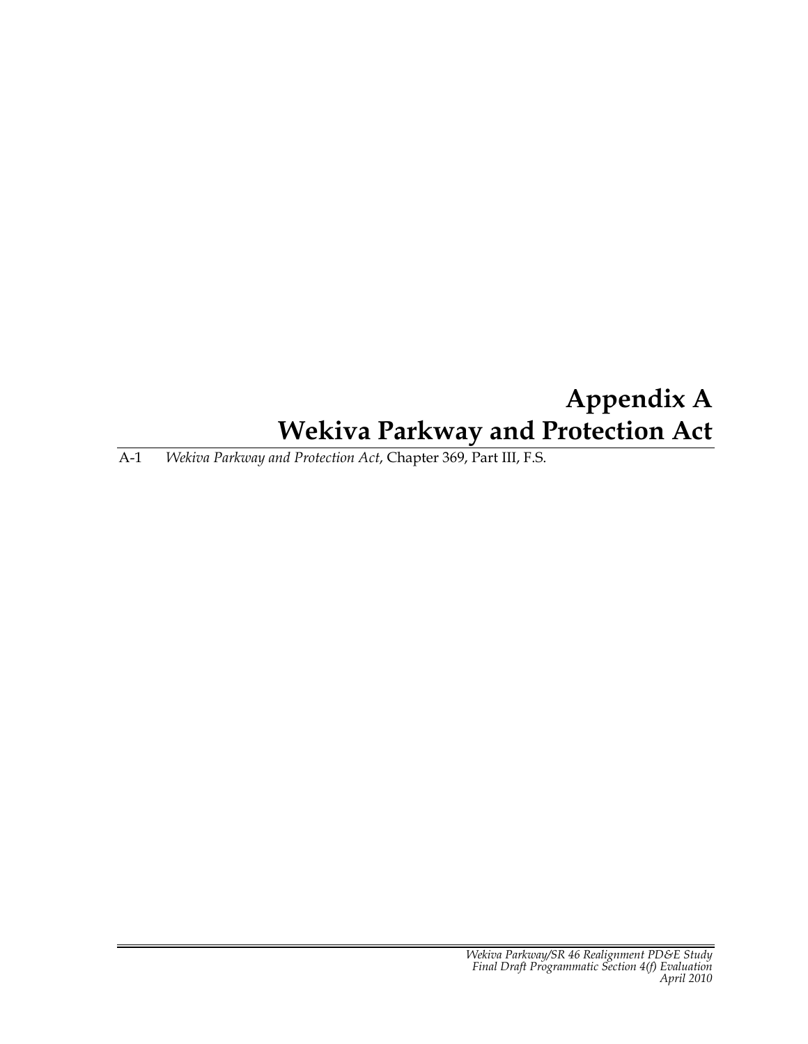# Appendix A
# Wekiva Parkway and Protection Act

A-1 *Wekiva Parkway and Protection Act*, Chapter 369, Part III, F.S.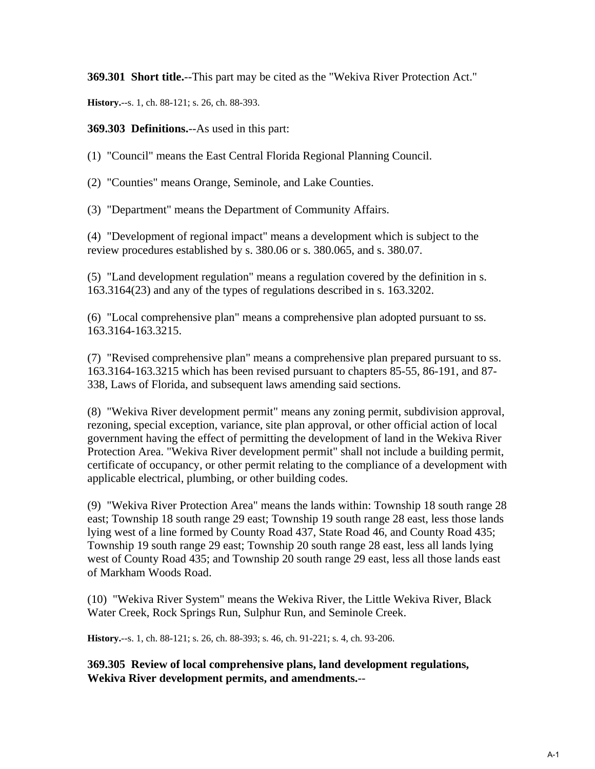**369.301 Short title.**--This part may be cited as the "Wekiva River Protection Act."

**History.**--s. 1, ch. 88-121; s. 26, ch. 88-393.

**369.303 Definitions.**--As used in this part:

(1) "Council" means the East Central Florida Regional Planning Council.

(2) "Counties" means Orange, Seminole, and Lake Counties.

(3) "Department" means the Department of Community Affairs.

(4) "Development of regional impact" means a development which is subject to the review procedures established by s. 380.06 or s. 380.065, and s. 380.07.

(5) "Land development regulation" means a regulation covered by the definition in s. 163.3164(23) and any of the types of regulations described in s. 163.3202.

(6) "Local comprehensive plan" means a comprehensive plan adopted pursuant to ss. 163.3164-163.3215.

(7) "Revised comprehensive plan" means a comprehensive plan prepared pursuant to ss. 163.3164-163.3215 which has been revised pursuant to chapters 85-55, 86-191, and 87-338, Laws of Florida, and subsequent laws amending said sections.

(8) "Wekiva River development permit" means any zoning permit, subdivision approval, rezoning, special exception, variance, site plan approval, or other official action of local government having the effect of permitting the development of land in the Wekiva River Protection Area. "Wekiva River development permit" shall not include a building permit, certificate of occupancy, or other permit relating to the compliance of a development with applicable electrical, plumbing, or other building codes.

(9) "Wekiva River Protection Area" means the lands within: Township 18 south range 28 east; Township 18 south range 29 east; Township 19 south range 28 east, less those lands lying west of a line formed by County Road 437, State Road 46, and County Road 435; Township 19 south range 29 east; Township 20 south range 28 east, less all lands lying west of County Road 435; and Township 20 south range 29 east, less all those lands east of Markham Woods Road.

(10) "Wekiva River System" means the Wekiva River, the Little Wekiva River, Black Water Creek, Rock Springs Run, Sulphur Run, and Seminole Creek.

**History.**--s. 1, ch. 88-121; s. 26, ch. 88-393; s. 46, ch. 91-221; s. 4, ch. 93-206.

**369.305 Review of local comprehensive plans, land development regulations, Wekiva River development permits, and amendments.**--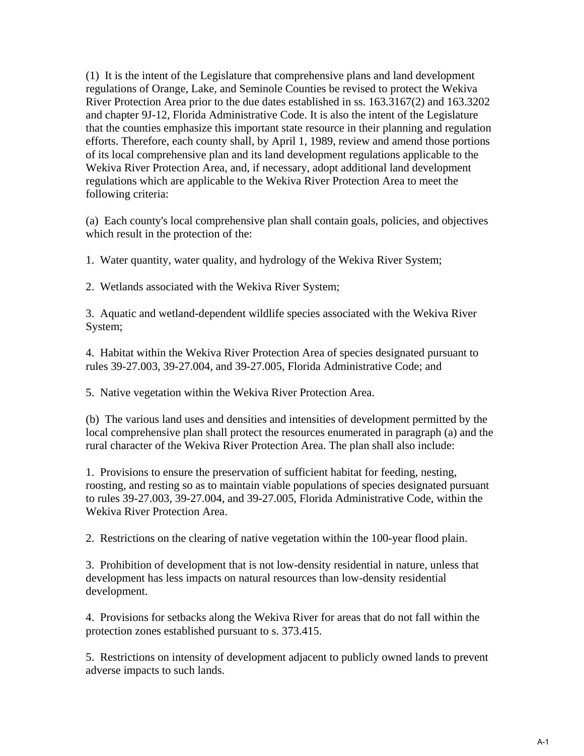(1) It is the intent of the Legislature that comprehensive plans and land development regulations of Orange, Lake, and Seminole Counties be revised to protect the Wekiva River Protection Area prior to the due dates established in ss. 163.3167(2) and 163.3202 and chapter 9J-12, Florida Administrative Code. It is also the intent of the Legislature that the counties emphasize this important state resource in their planning and regulation efforts. Therefore, each county shall, by April 1, 1989, review and amend those portions of its local comprehensive plan and its land development regulations applicable to the Wekiva River Protection Area, and, if necessary, adopt additional land development regulations which are applicable to the Wekiva River Protection Area to meet the following criteria:

(a) Each county's local comprehensive plan shall contain goals, policies, and objectives which result in the protection of the:

1. Water quantity, water quality, and hydrology of the Wekiva River System;

2. Wetlands associated with the Wekiva River System;

3. Aquatic and wetland-dependent wildlife species associated with the Wekiva River System;

4. Habitat within the Wekiva River Protection Area of species designated pursuant to rules 39-27.003, 39-27.004, and 39-27.005, Florida Administrative Code; and

5. Native vegetation within the Wekiva River Protection Area.

(b) The various land uses and densities and intensities of development permitted by the local comprehensive plan shall protect the resources enumerated in paragraph (a) and the rural character of the Wekiva River Protection Area. The plan shall also include:

1. Provisions to ensure the preservation of sufficient habitat for feeding, nesting, roosting, and resting so as to maintain viable populations of species designated pursuant to rules 39-27.003, 39-27.004, and 39-27.005, Florida Administrative Code, within the Wekiva River Protection Area.

2. Restrictions on the clearing of native vegetation within the 100-year flood plain.

3. Prohibition of development that is not low-density residential in nature, unless that development has less impacts on natural resources than low-density residential development.

4. Provisions for setbacks along the Wekiva River for areas that do not fall within the protection zones established pursuant to s. 373.415.

5. Restrictions on intensity of development adjacent to publicly owned lands to prevent adverse impacts to such lands.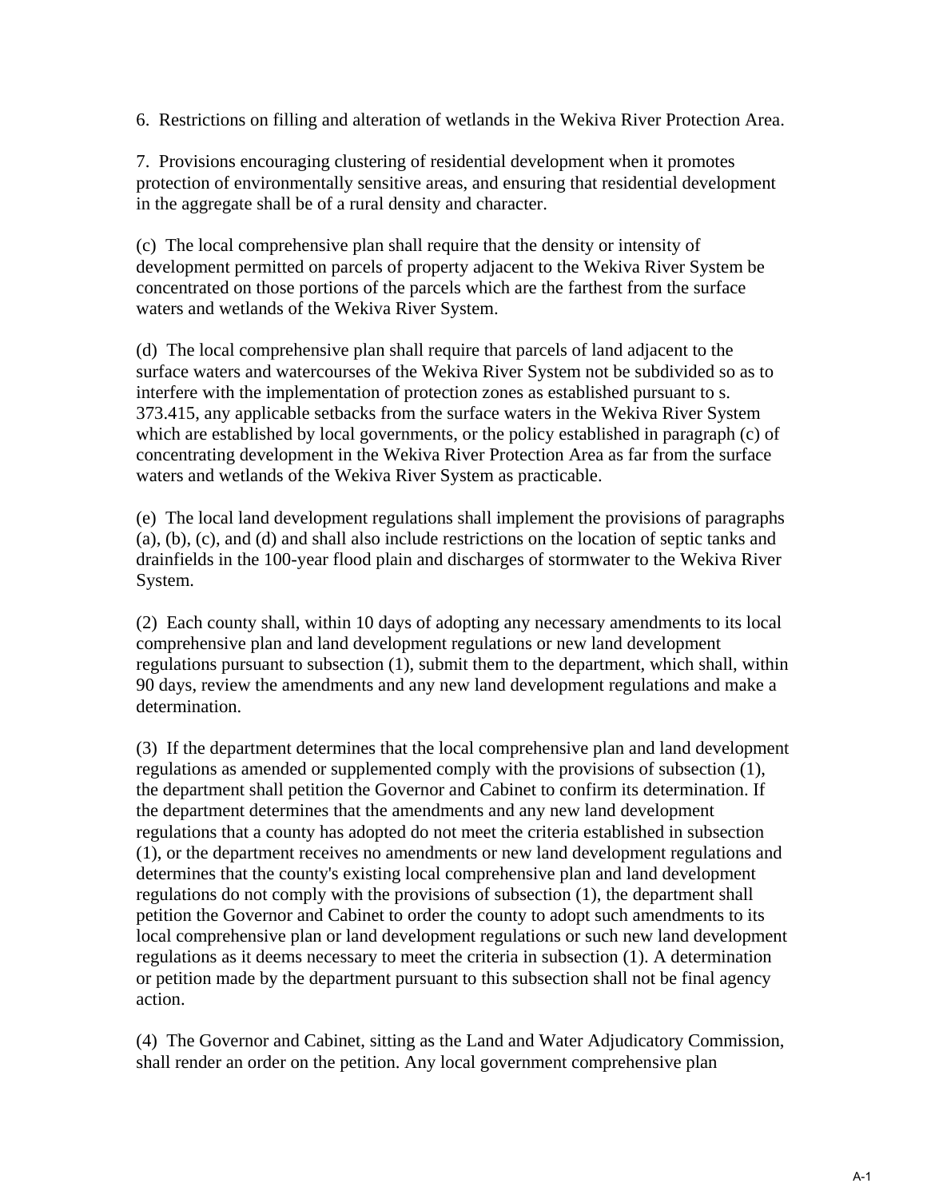6. Restrictions on filling and alteration of wetlands in the Wekiva River Protection Area.

7. Provisions encouraging clustering of residential development when it promotes protection of environmentally sensitive areas, and ensuring that residential development in the aggregate shall be of a rural density and character.

(c) The local comprehensive plan shall require that the density or intensity of development permitted on parcels of property adjacent to the Wekiva River System be concentrated on those portions of the parcels which are the farthest from the surface waters and wetlands of the Wekiva River System.

(d) The local comprehensive plan shall require that parcels of land adjacent to the surface waters and watercourses of the Wekiva River System not be subdivided so as to interfere with the implementation of protection zones as established pursuant to s. 373.415, any applicable setbacks from the surface waters in the Wekiva River System which are established by local governments, or the policy established in paragraph (c) of concentrating development in the Wekiva River Protection Area as far from the surface waters and wetlands of the Wekiva River System as practicable.

(e) The local land development regulations shall implement the provisions of paragraphs (a), (b), (c), and (d) and shall also include restrictions on the location of septic tanks and drainfields in the 100-year flood plain and discharges of stormwater to the Wekiva River System.

(2) Each county shall, within 10 days of adopting any necessary amendments to its local comprehensive plan and land development regulations or new land development regulations pursuant to subsection (1), submit them to the department, which shall, within 90 days, review the amendments and any new land development regulations and make a determination.

(3) If the department determines that the local comprehensive plan and land development regulations as amended or supplemented comply with the provisions of subsection (1), the department shall petition the Governor and Cabinet to confirm its determination. If the department determines that the amendments and any new land development regulations that a county has adopted do not meet the criteria established in subsection (1), or the department receives no amendments or new land development regulations and determines that the county's existing local comprehensive plan and land development regulations do not comply with the provisions of subsection (1), the department shall petition the Governor and Cabinet to order the county to adopt such amendments to its local comprehensive plan or land development regulations or such new land development regulations as it deems necessary to meet the criteria in subsection (1). A determination or petition made by the department pursuant to this subsection shall not be final agency action.

(4) The Governor and Cabinet, sitting as the Land and Water Adjudicatory Commission, shall render an order on the petition. Any local government comprehensive plan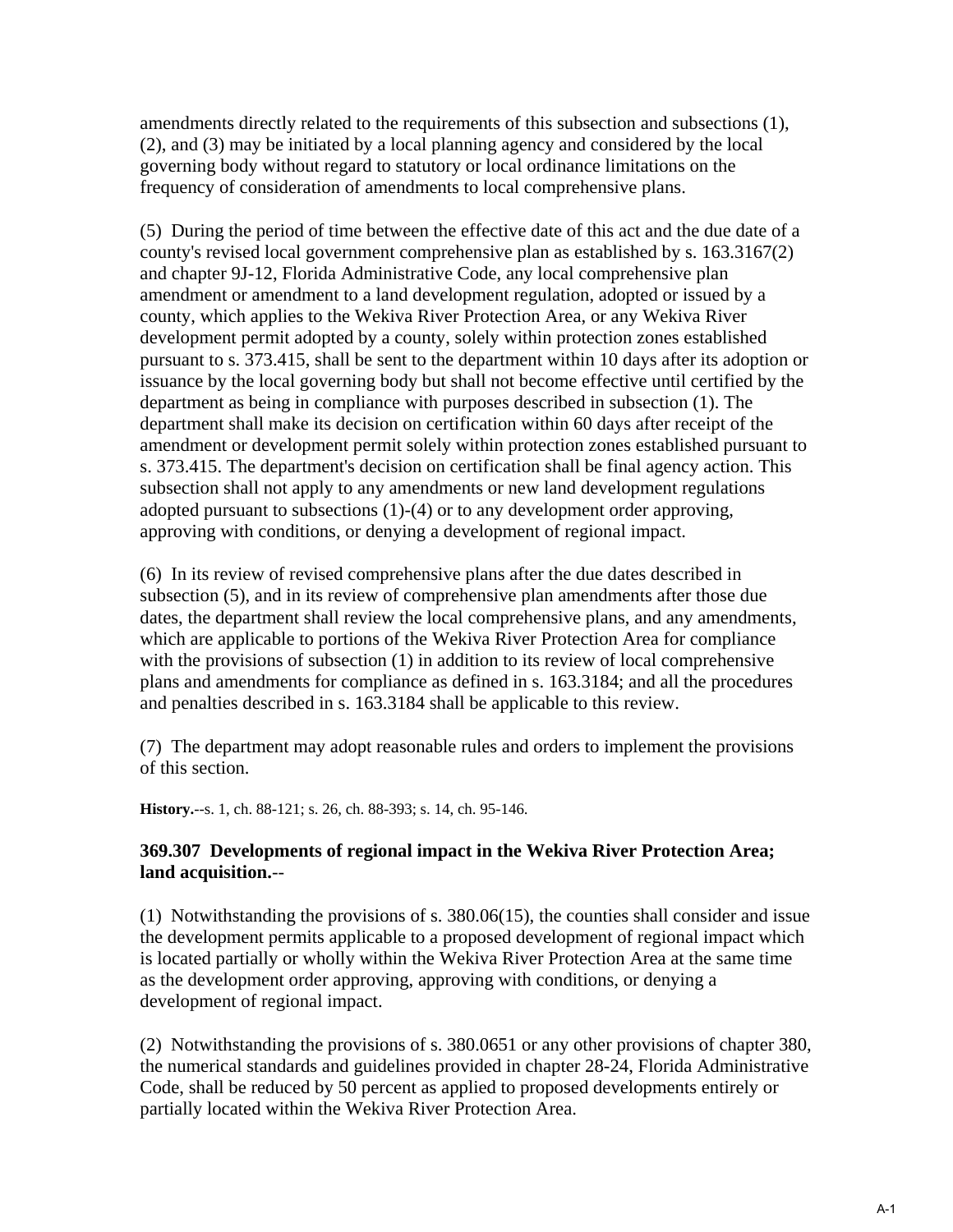amendments directly related to the requirements of this subsection and subsections (1), (2), and (3) may be initiated by a local planning agency and considered by the local governing body without regard to statutory or local ordinance limitations on the frequency of consideration of amendments to local comprehensive plans.

(5) During the period of time between the effective date of this act and the due date of a county's revised local government comprehensive plan as established by s. 163.3167(2) and chapter 9J-12, Florida Administrative Code, any local comprehensive plan amendment or amendment to a land development regulation, adopted or issued by a county, which applies to the Wekiva River Protection Area, or any Wekiva River development permit adopted by a county, solely within protection zones established pursuant to s. 373.415, shall be sent to the department within 10 days after its adoption or issuance by the local governing body but shall not become effective until certified by the department as being in compliance with purposes described in subsection (1). The department shall make its decision on certification within 60 days after receipt of the amendment or development permit solely within protection zones established pursuant to s. 373.415. The department's decision on certification shall be final agency action. This subsection shall not apply to any amendments or new land development regulations adopted pursuant to subsections (1)-(4) or to any development order approving, approving with conditions, or denying a development of regional impact.

(6) In its review of revised comprehensive plans after the due dates described in subsection (5), and in its review of comprehensive plan amendments after those due dates, the department shall review the local comprehensive plans, and any amendments, which are applicable to portions of the Wekiva River Protection Area for compliance with the provisions of subsection (1) in addition to its review of local comprehensive plans and amendments for compliance as defined in s. 163.3184; and all the procedures and penalties described in s. 163.3184 shall be applicable to this review.

(7) The department may adopt reasonable rules and orders to implement the provisions of this section.

**History.**--s. 1, ch. 88-121; s. 26, ch. 88-393; s. 14, ch. 95-146.

**369.307 Developments of regional impact in the Wekiva River Protection Area; land acquisition.**--

(1) Notwithstanding the provisions of s. 380.06(15), the counties shall consider and issue the development permits applicable to a proposed development of regional impact which is located partially or wholly within the Wekiva River Protection Area at the same time as the development order approving, approving with conditions, or denying a development of regional impact.

(2) Notwithstanding the provisions of s. 380.0651 or any other provisions of chapter 380, the numerical standards and guidelines provided in chapter 28-24, Florida Administrative Code, shall be reduced by 50 percent as applied to proposed developments entirely or partially located within the Wekiva River Protection Area.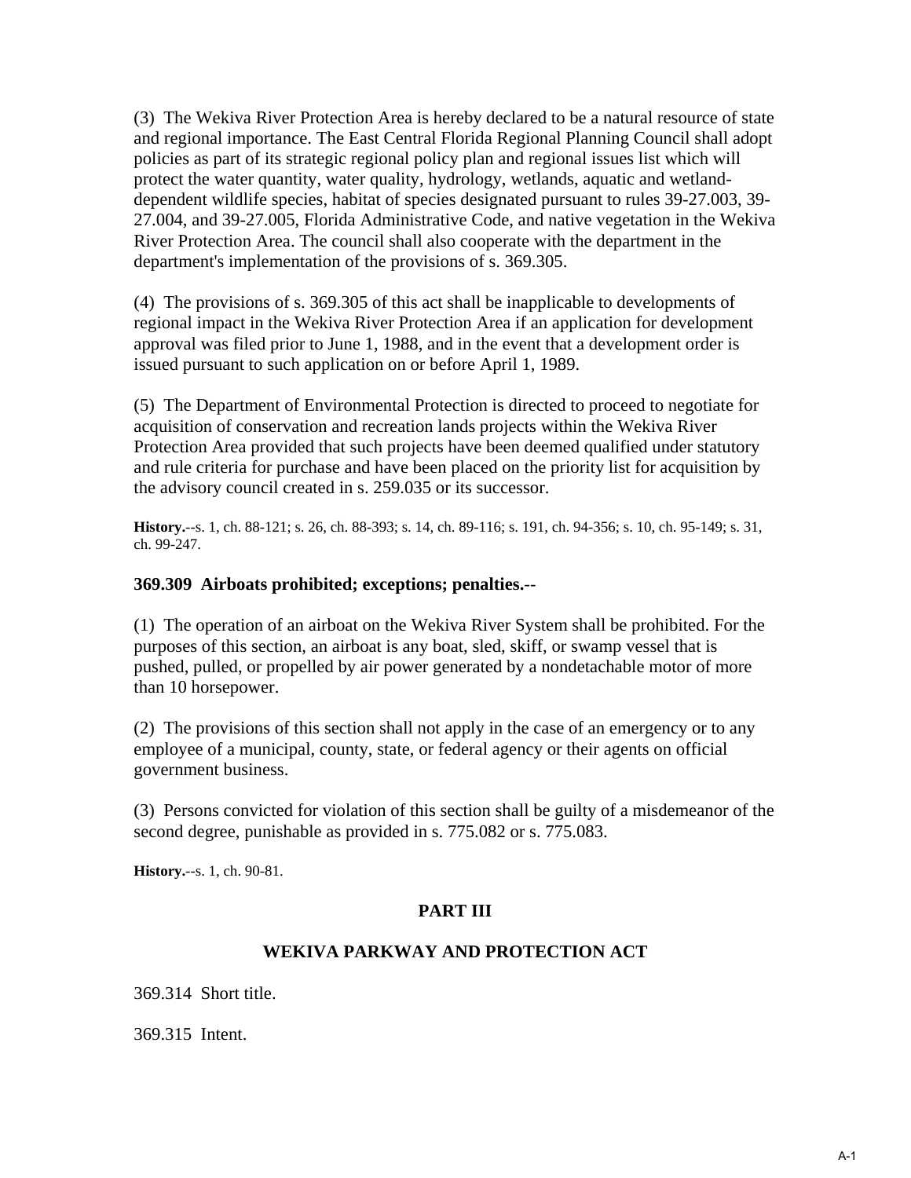(3) The Wekiva River Protection Area is hereby declared to be a natural resource of state and regional importance. The East Central Florida Regional Planning Council shall adopt policies as part of its strategic regional policy plan and regional issues list which will protect the water quantity, water quality, hydrology, wetlands, aquatic and wetland-dependent wildlife species, habitat of species designated pursuant to rules 39-27.003, 39-27.004, and 39-27.005, Florida Administrative Code, and native vegetation in the Wekiva River Protection Area. The council shall also cooperate with the department in the department's implementation of the provisions of s. 369.305.

(4) The provisions of s. 369.305 of this act shall be inapplicable to developments of regional impact in the Wekiva River Protection Area if an application for development approval was filed prior to June 1, 1988, and in the event that a development order is issued pursuant to such application on or before April 1, 1989.

(5) The Department of Environmental Protection is directed to proceed to negotiate for acquisition of conservation and recreation lands projects within the Wekiva River Protection Area provided that such projects have been deemed qualified under statutory and rule criteria for purchase and have been placed on the priority list for acquisition by the advisory council created in s. 259.035 or its successor.

**History.**--s. 1, ch. 88-121; s. 26, ch. 88-393; s. 14, ch. 89-116; s. 191, ch. 94-356; s. 10, ch. 95-149; s. 31, ch. 99-247.

**369.309 Airboats prohibited; exceptions; penalties.**--

(1) The operation of an airboat on the Wekiva River System shall be prohibited. For the purposes of this section, an airboat is any boat, sled, skiff, or swamp vessel that is pushed, pulled, or propelled by air power generated by a nondetachable motor of more than 10 horsepower.

(2) The provisions of this section shall not apply in the case of an emergency or to any employee of a municipal, county, state, or federal agency or their agents on official government business.

(3) Persons convicted for violation of this section shall be guilty of a misdemeanor of the second degree, punishable as provided in s. 775.082 or s. 775.083.

**History.**--s. 1, ch. 90-81.

## PART III

## WEKIVA PARKWAY AND PROTECTION ACT

369.314 Short title.

369.315 Intent.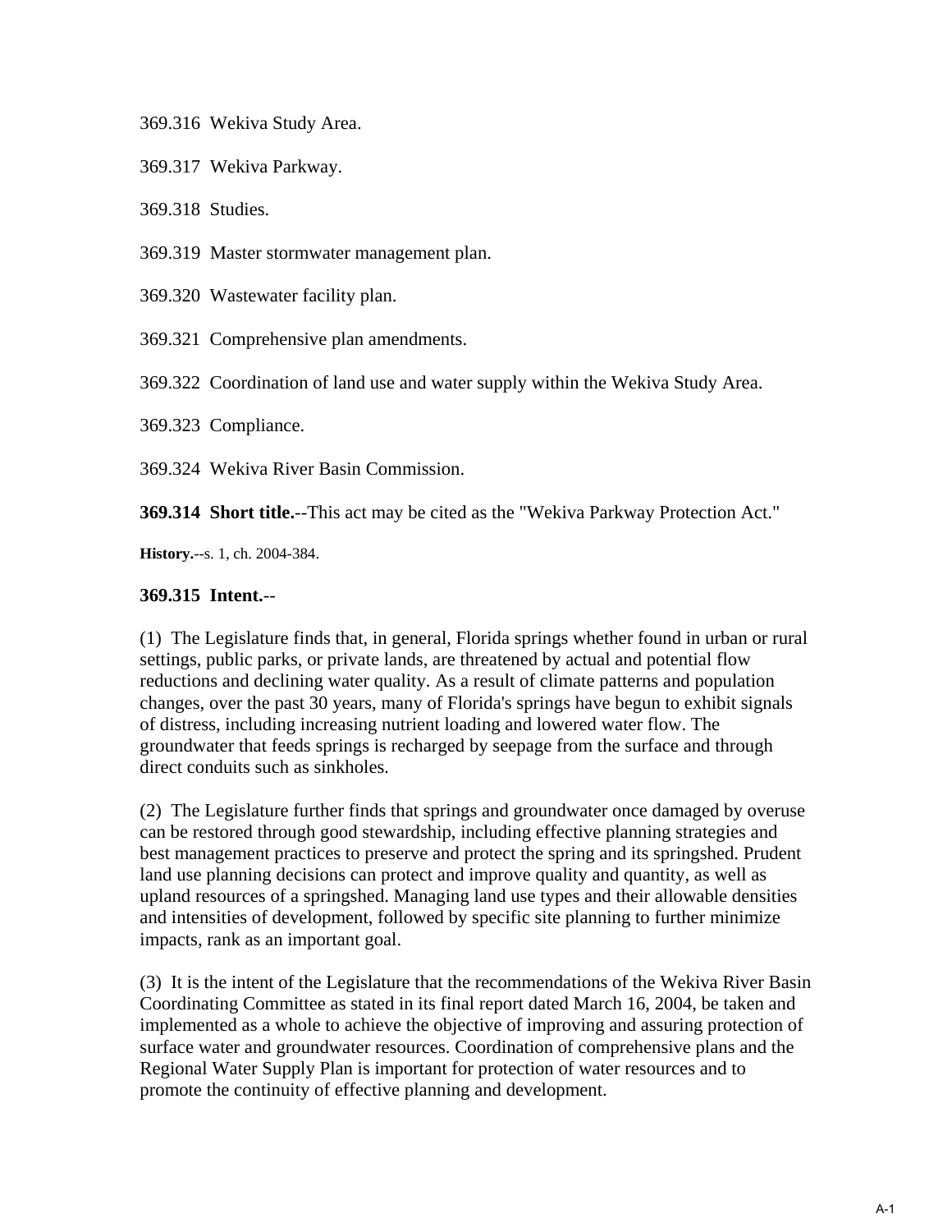369.316 Wekiva Study Area.

369.317 Wekiva Parkway.

369.318 Studies.

369.319 Master stormwater management plan.

369.320 Wastewater facility plan.

369.321 Comprehensive plan amendments.

369.322 Coordination of land use and water supply within the Wekiva Study Area.

369.323 Compliance.

369.324 Wekiva River Basin Commission.

**369.314 Short title.**--This act may be cited as the "Wekiva Parkway Protection Act."

**History.**--s. 1, ch. 2004-384.

**369.315 Intent.**--

(1) The Legislature finds that, in general, Florida springs whether found in urban or rural settings, public parks, or private lands, are threatened by actual and potential flow reductions and declining water quality. As a result of climate patterns and population changes, over the past 30 years, many of Florida's springs have begun to exhibit signals of distress, including increasing nutrient loading and lowered water flow. The groundwater that feeds springs is recharged by seepage from the surface and through direct conduits such as sinkholes.

(2) The Legislature further finds that springs and groundwater once damaged by overuse can be restored through good stewardship, including effective planning strategies and best management practices to preserve and protect the spring and its springshed. Prudent land use planning decisions can protect and improve quality and quantity, as well as upland resources of a springshed. Managing land use types and their allowable densities and intensities of development, followed by specific site planning to further minimize impacts, rank as an important goal.

(3) It is the intent of the Legislature that the recommendations of the Wekiva River Basin Coordinating Committee as stated in its final report dated March 16, 2004, be taken and implemented as a whole to achieve the objective of improving and assuring protection of surface water and groundwater resources. Coordination of comprehensive plans and the Regional Water Supply Plan is important for protection of water resources and to promote the continuity of effective planning and development.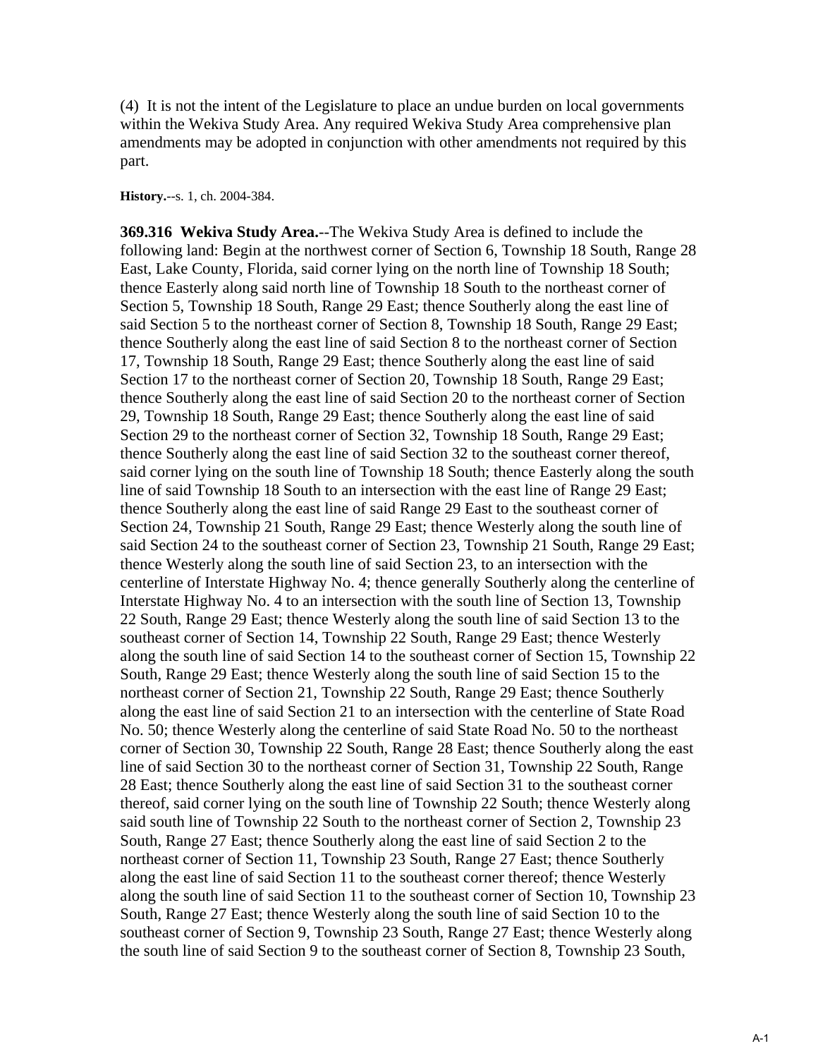(4) It is not the intent of the Legislature to place an undue burden on local governments within the Wekiva Study Area. Any required Wekiva Study Area comprehensive plan amendments may be adopted in conjunction with other amendments not required by this part.

**History.**--s. 1, ch. 2004-384.

**369.316 Wekiva Study Area.**--The Wekiva Study Area is defined to include the following land: Begin at the northwest corner of Section 6, Township 18 South, Range 28 East, Lake County, Florida, said corner lying on the north line of Township 18 South; thence Easterly along said north line of Township 18 South to the northeast corner of Section 5, Township 18 South, Range 29 East; thence Southerly along the east line of said Section 5 to the northeast corner of Section 8, Township 18 South, Range 29 East; thence Southerly along the east line of said Section 8 to the northeast corner of Section 17, Township 18 South, Range 29 East; thence Southerly along the east line of said Section 17 to the northeast corner of Section 20, Township 18 South, Range 29 East; thence Southerly along the east line of said Section 20 to the northeast corner of Section 29, Township 18 South, Range 29 East; thence Southerly along the east line of said Section 29 to the northeast corner of Section 32, Township 18 South, Range 29 East; thence Southerly along the east line of said Section 32 to the southeast corner thereof, said corner lying on the south line of Township 18 South; thence Easterly along the south line of said Township 18 South to an intersection with the east line of Range 29 East; thence Southerly along the east line of said Range 29 East to the southeast corner of Section 24, Township 21 South, Range 29 East; thence Westerly along the south line of said Section 24 to the southeast corner of Section 23, Township 21 South, Range 29 East; thence Westerly along the south line of said Section 23, to an intersection with the centerline of Interstate Highway No. 4; thence generally Southerly along the centerline of Interstate Highway No. 4 to an intersection with the south line of Section 13, Township 22 South, Range 29 East; thence Westerly along the south line of said Section 13 to the southeast corner of Section 14, Township 22 South, Range 29 East; thence Westerly along the south line of said Section 14 to the southeast corner of Section 15, Township 22 South, Range 29 East; thence Westerly along the south line of said Section 15 to the northeast corner of Section 21, Township 22 South, Range 29 East; thence Southerly along the east line of said Section 21 to an intersection with the centerline of State Road No. 50; thence Westerly along the centerline of said State Road No. 50 to the northeast corner of Section 30, Township 22 South, Range 28 East; thence Southerly along the east line of said Section 30 to the northeast corner of Section 31, Township 22 South, Range 28 East; thence Southerly along the east line of said Section 31 to the southeast corner thereof, said corner lying on the south line of Township 22 South; thence Westerly along said south line of Township 22 South to the northeast corner of Section 2, Township 23 South, Range 27 East; thence Southerly along the east line of said Section 2 to the northeast corner of Section 11, Township 23 South, Range 27 East; thence Southerly along the east line of said Section 11 to the southeast corner thereof; thence Westerly along the south line of said Section 11 to the southeast corner of Section 10, Township 23 South, Range 27 East; thence Westerly along the south line of said Section 10 to the southeast corner of Section 9, Township 23 South, Range 27 East; thence Westerly along the south line of said Section 9 to the southeast corner of Section 8, Township 23 South,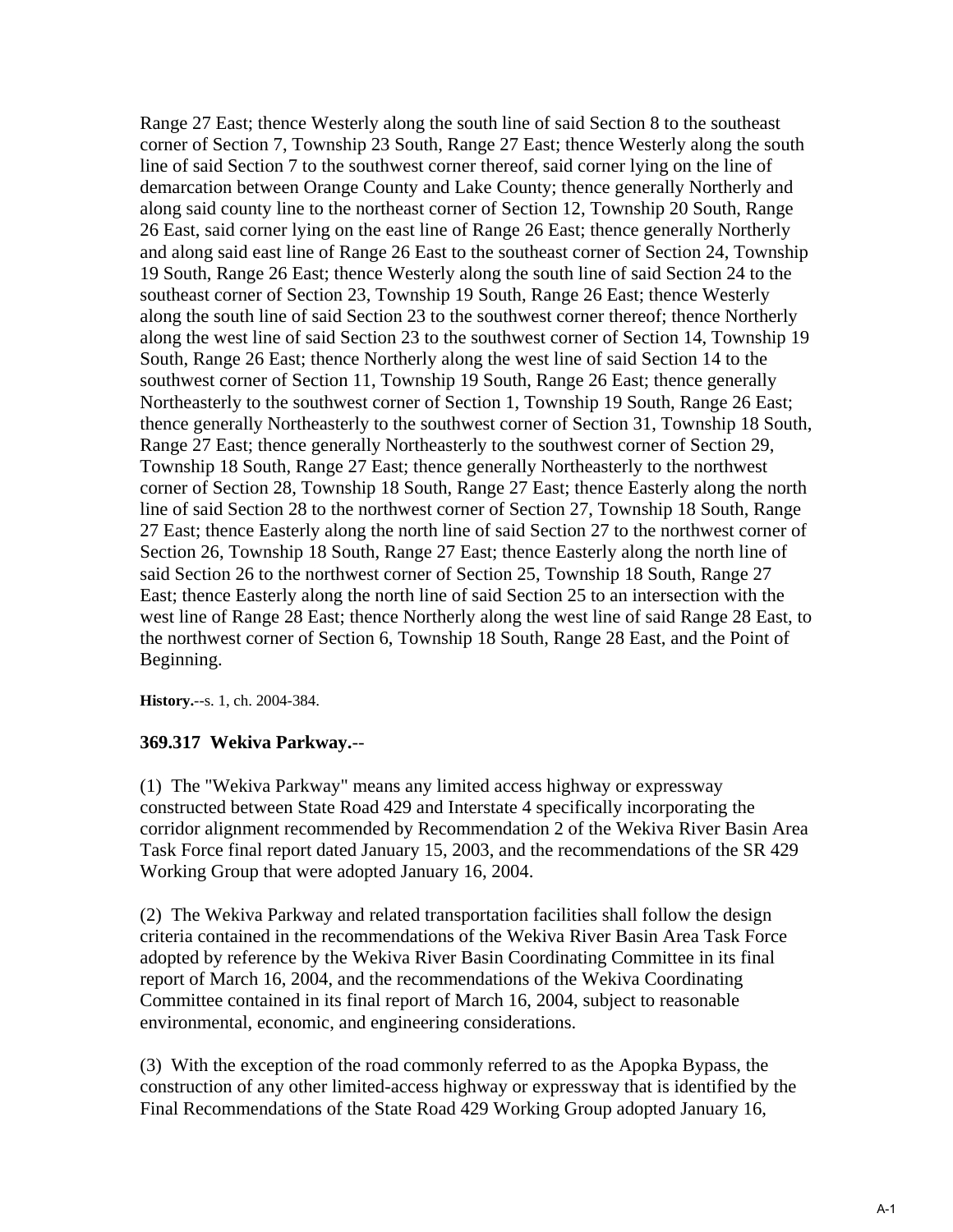Range 27 East; thence Westerly along the south line of said Section 8 to the southeast corner of Section 7, Township 23 South, Range 27 East; thence Westerly along the south line of said Section 7 to the southwest corner thereof, said corner lying on the line of demarcation between Orange County and Lake County; thence generally Northerly and along said county line to the northeast corner of Section 12, Township 20 South, Range 26 East, said corner lying on the east line of Range 26 East; thence generally Northerly and along said east line of Range 26 East to the southeast corner of Section 24, Township 19 South, Range 26 East; thence Westerly along the south line of said Section 24 to the southeast corner of Section 23, Township 19 South, Range 26 East; thence Westerly along the south line of said Section 23 to the southwest corner thereof; thence Northerly along the west line of said Section 23 to the southwest corner of Section 14, Township 19 South, Range 26 East; thence Northerly along the west line of said Section 14 to the southwest corner of Section 11, Township 19 South, Range 26 East; thence generally Northeasterly to the southwest corner of Section 1, Township 19 South, Range 26 East; thence generally Northeasterly to the southwest corner of Section 31, Township 18 South, Range 27 East; thence generally Northeasterly to the southwest corner of Section 29, Township 18 South, Range 27 East; thence generally Northeasterly to the northwest corner of Section 28, Township 18 South, Range 27 East; thence Easterly along the north line of said Section 28 to the northwest corner of Section 27, Township 18 South, Range 27 East; thence Easterly along the north line of said Section 27 to the northwest corner of Section 26, Township 18 South, Range 27 East; thence Easterly along the north line of said Section 26 to the northwest corner of Section 25, Township 18 South, Range 27 East; thence Easterly along the north line of said Section 25 to an intersection with the west line of Range 28 East; thence Northerly along the west line of said Range 28 East, to the northwest corner of Section 6, Township 18 South, Range 28 East, and the Point of Beginning.

**History.**--s. 1, ch. 2004-384.

**369.317 Wekiva Parkway.**--

(1) The "Wekiva Parkway" means any limited access highway or expressway constructed between State Road 429 and Interstate 4 specifically incorporating the corridor alignment recommended by Recommendation 2 of the Wekiva River Basin Area Task Force final report dated January 15, 2003, and the recommendations of the SR 429 Working Group that were adopted January 16, 2004.

(2) The Wekiva Parkway and related transportation facilities shall follow the design criteria contained in the recommendations of the Wekiva River Basin Area Task Force adopted by reference by the Wekiva River Basin Coordinating Committee in its final report of March 16, 2004, and the recommendations of the Wekiva Coordinating Committee contained in its final report of March 16, 2004, subject to reasonable environmental, economic, and engineering considerations.

(3) With the exception of the road commonly referred to as the Apopka Bypass, the construction of any other limited-access highway or expressway that is identified by the Final Recommendations of the State Road 429 Working Group adopted January 16,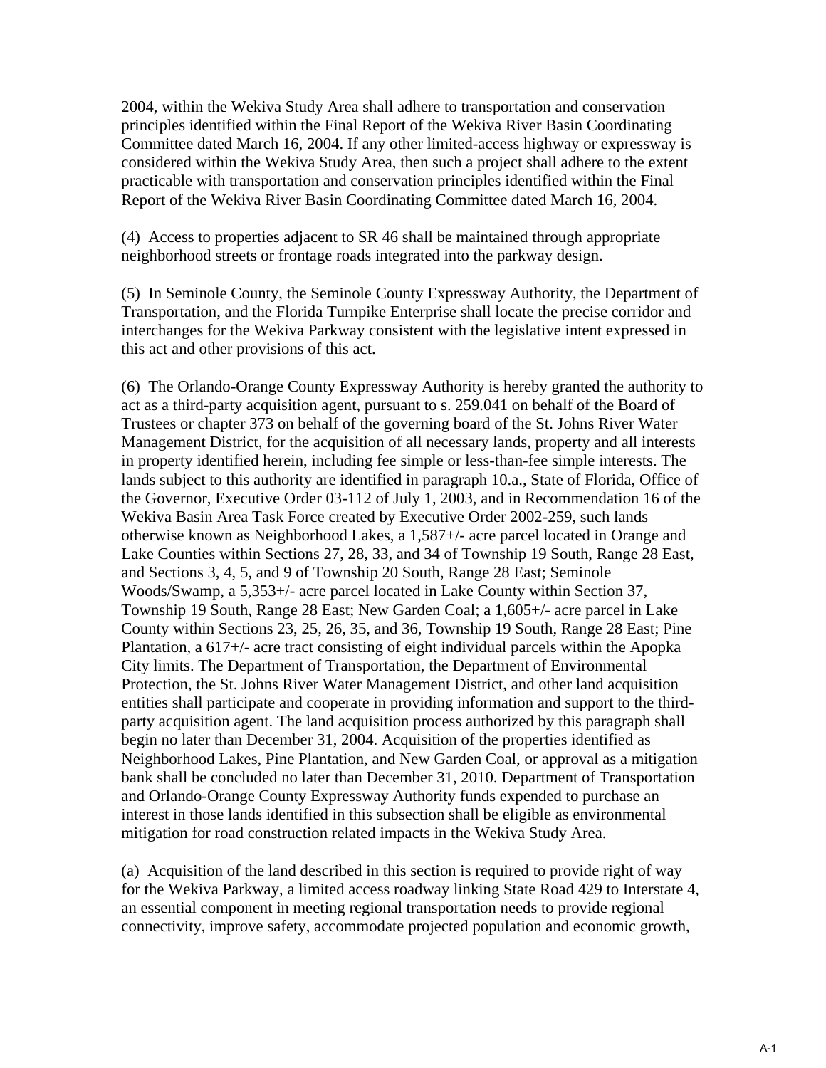2004, within the Wekiva Study Area shall adhere to transportation and conservation principles identified within the Final Report of the Wekiva River Basin Coordinating Committee dated March 16, 2004. If any other limited-access highway or expressway is considered within the Wekiva Study Area, then such a project shall adhere to the extent practicable with transportation and conservation principles identified within the Final Report of the Wekiva River Basin Coordinating Committee dated March 16, 2004.

(4) Access to properties adjacent to SR 46 shall be maintained through appropriate neighborhood streets or frontage roads integrated into the parkway design.

(5) In Seminole County, the Seminole County Expressway Authority, the Department of Transportation, and the Florida Turnpike Enterprise shall locate the precise corridor and interchanges for the Wekiva Parkway consistent with the legislative intent expressed in this act and other provisions of this act.

(6) The Orlando-Orange County Expressway Authority is hereby granted the authority to act as a third-party acquisition agent, pursuant to s. 259.041 on behalf of the Board of Trustees or chapter 373 on behalf of the governing board of the St. Johns River Water Management District, for the acquisition of all necessary lands, property and all interests in property identified herein, including fee simple or less-than-fee simple interests. The lands subject to this authority are identified in paragraph 10.a., State of Florida, Office of the Governor, Executive Order 03-112 of July 1, 2003, and in Recommendation 16 of the Wekiva Basin Area Task Force created by Executive Order 2002-259, such lands otherwise known as Neighborhood Lakes, a 1,587+/- acre parcel located in Orange and Lake Counties within Sections 27, 28, 33, and 34 of Township 19 South, Range 28 East, and Sections 3, 4, 5, and 9 of Township 20 South, Range 28 East; Seminole Woods/Swamp, a 5,353+/- acre parcel located in Lake County within Section 37, Township 19 South, Range 28 East; New Garden Coal; a 1,605+/- acre parcel in Lake County within Sections 23, 25, 26, 35, and 36, Township 19 South, Range 28 East; Pine Plantation, a 617+/- acre tract consisting of eight individual parcels within the Apopka City limits. The Department of Transportation, the Department of Environmental Protection, the St. Johns River Water Management District, and other land acquisition entities shall participate and cooperate in providing information and support to the third-party acquisition agent. The land acquisition process authorized by this paragraph shall begin no later than December 31, 2004. Acquisition of the properties identified as Neighborhood Lakes, Pine Plantation, and New Garden Coal, or approval as a mitigation bank shall be concluded no later than December 31, 2010. Department of Transportation and Orlando-Orange County Expressway Authority funds expended to purchase an interest in those lands identified in this subsection shall be eligible as environmental mitigation for road construction related impacts in the Wekiva Study Area.

(a) Acquisition of the land described in this section is required to provide right of way for the Wekiva Parkway, a limited access roadway linking State Road 429 to Interstate 4, an essential component in meeting regional transportation needs to provide regional connectivity, improve safety, accommodate projected population and economic growth,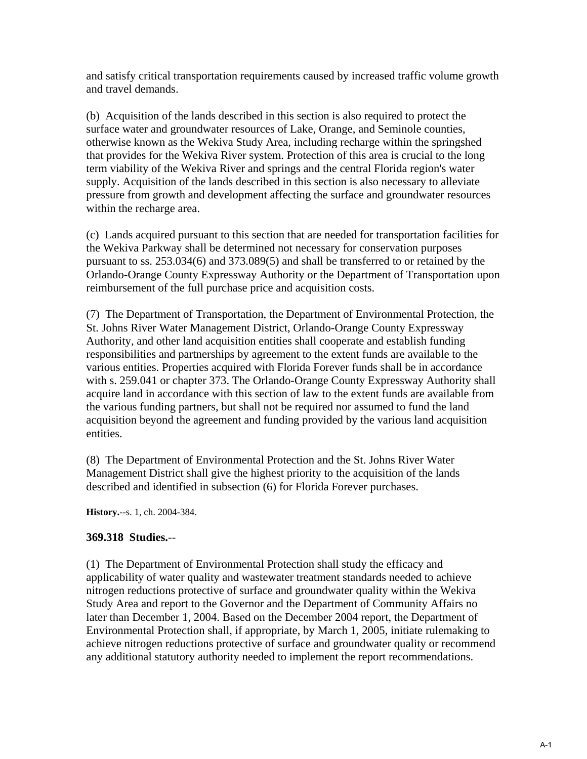and satisfy critical transportation requirements caused by increased traffic volume growth and travel demands.

(b) Acquisition of the lands described in this section is also required to protect the surface water and groundwater resources of Lake, Orange, and Seminole counties, otherwise known as the Wekiva Study Area, including recharge within the springshed that provides for the Wekiva River system. Protection of this area is crucial to the long term viability of the Wekiva River and springs and the central Florida region's water supply. Acquisition of the lands described in this section is also necessary to alleviate pressure from growth and development affecting the surface and groundwater resources within the recharge area.

(c) Lands acquired pursuant to this section that are needed for transportation facilities for the Wekiva Parkway shall be determined not necessary for conservation purposes pursuant to ss. 253.034(6) and 373.089(5) and shall be transferred to or retained by the Orlando-Orange County Expressway Authority or the Department of Transportation upon reimbursement of the full purchase price and acquisition costs.

(7) The Department of Transportation, the Department of Environmental Protection, the St. Johns River Water Management District, Orlando-Orange County Expressway Authority, and other land acquisition entities shall cooperate and establish funding responsibilities and partnerships by agreement to the extent funds are available to the various entities. Properties acquired with Florida Forever funds shall be in accordance with s. 259.041 or chapter 373. The Orlando-Orange County Expressway Authority shall acquire land in accordance with this section of law to the extent funds are available from the various funding partners, but shall not be required nor assumed to fund the land acquisition beyond the agreement and funding provided by the various land acquisition entities.

(8) The Department of Environmental Protection and the St. Johns River Water Management District shall give the highest priority to the acquisition of the lands described and identified in subsection (6) for Florida Forever purchases.

**History.**--s. 1, ch. 2004-384.

**369.318 Studies.**--

(1) The Department of Environmental Protection shall study the efficacy and applicability of water quality and wastewater treatment standards needed to achieve nitrogen reductions protective of surface and groundwater quality within the Wekiva Study Area and report to the Governor and the Department of Community Affairs no later than December 1, 2004. Based on the December 2004 report, the Department of Environmental Protection shall, if appropriate, by March 1, 2005, initiate rulemaking to achieve nitrogen reductions protective of surface and groundwater quality or recommend any additional statutory authority needed to implement the report recommendations.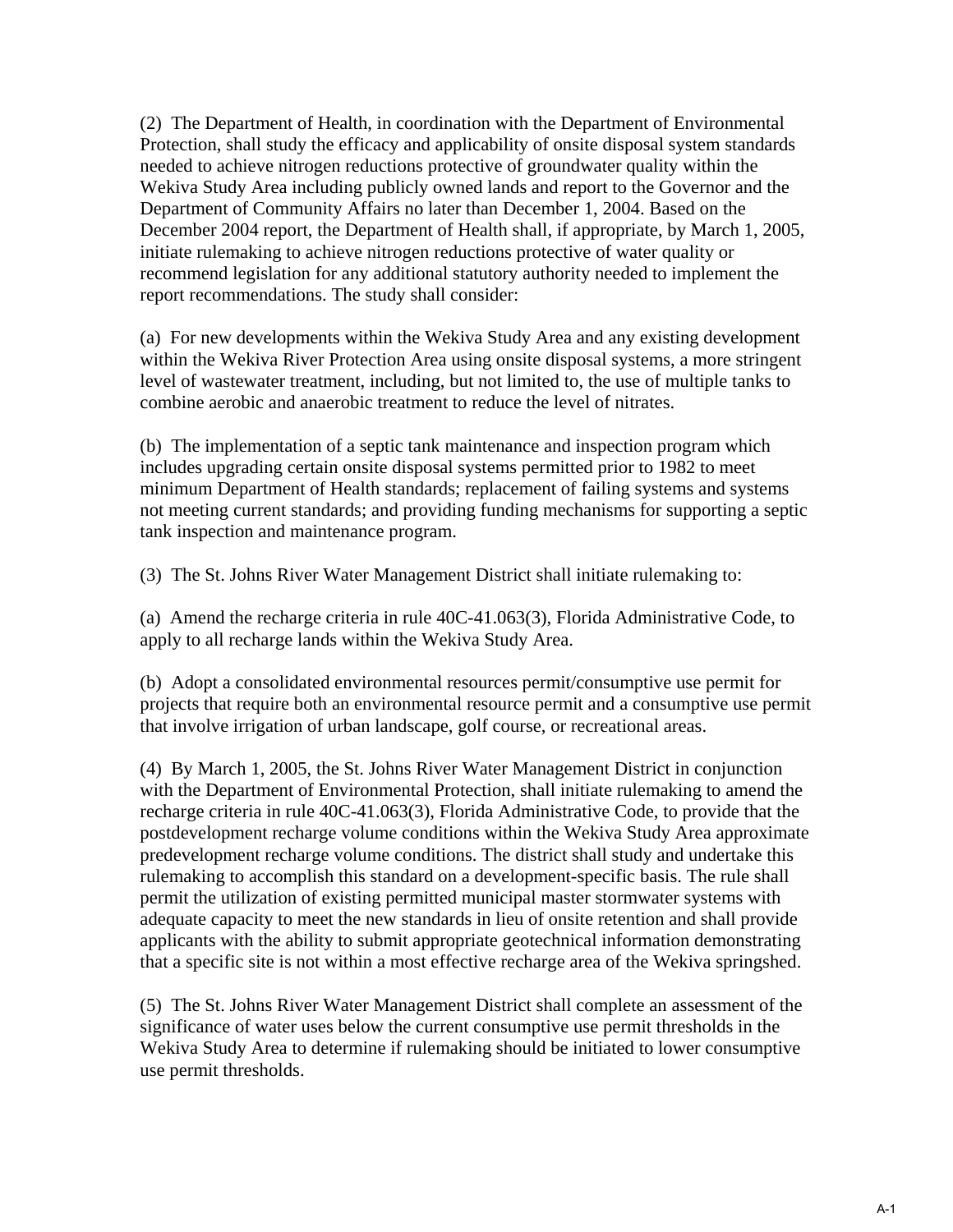(2) The Department of Health, in coordination with the Department of Environmental Protection, shall study the efficacy and applicability of onsite disposal system standards needed to achieve nitrogen reductions protective of groundwater quality within the Wekiva Study Area including publicly owned lands and report to the Governor and the Department of Community Affairs no later than December 1, 2004. Based on the December 2004 report, the Department of Health shall, if appropriate, by March 1, 2005, initiate rulemaking to achieve nitrogen reductions protective of water quality or recommend legislation for any additional statutory authority needed to implement the report recommendations. The study shall consider:

(a) For new developments within the Wekiva Study Area and any existing development within the Wekiva River Protection Area using onsite disposal systems, a more stringent level of wastewater treatment, including, but not limited to, the use of multiple tanks to combine aerobic and anaerobic treatment to reduce the level of nitrates.

(b) The implementation of a septic tank maintenance and inspection program which includes upgrading certain onsite disposal systems permitted prior to 1982 to meet minimum Department of Health standards; replacement of failing systems and systems not meeting current standards; and providing funding mechanisms for supporting a septic tank inspection and maintenance program.

(3) The St. Johns River Water Management District shall initiate rulemaking to:

(a) Amend the recharge criteria in rule 40C-41.063(3), Florida Administrative Code, to apply to all recharge lands within the Wekiva Study Area.

(b) Adopt a consolidated environmental resources permit/consumptive use permit for projects that require both an environmental resource permit and a consumptive use permit that involve irrigation of urban landscape, golf course, or recreational areas.

(4) By March 1, 2005, the St. Johns River Water Management District in conjunction with the Department of Environmental Protection, shall initiate rulemaking to amend the recharge criteria in rule 40C-41.063(3), Florida Administrative Code, to provide that the postdevelopment recharge volume conditions within the Wekiva Study Area approximate predevelopment recharge volume conditions. The district shall study and undertake this rulemaking to accomplish this standard on a development-specific basis. The rule shall permit the utilization of existing permitted municipal master stormwater systems with adequate capacity to meet the new standards in lieu of onsite retention and shall provide applicants with the ability to submit appropriate geotechnical information demonstrating that a specific site is not within a most effective recharge area of the Wekiva springshed.

(5) The St. Johns River Water Management District shall complete an assessment of the significance of water uses below the current consumptive use permit thresholds in the Wekiva Study Area to determine if rulemaking should be initiated to lower consumptive use permit thresholds.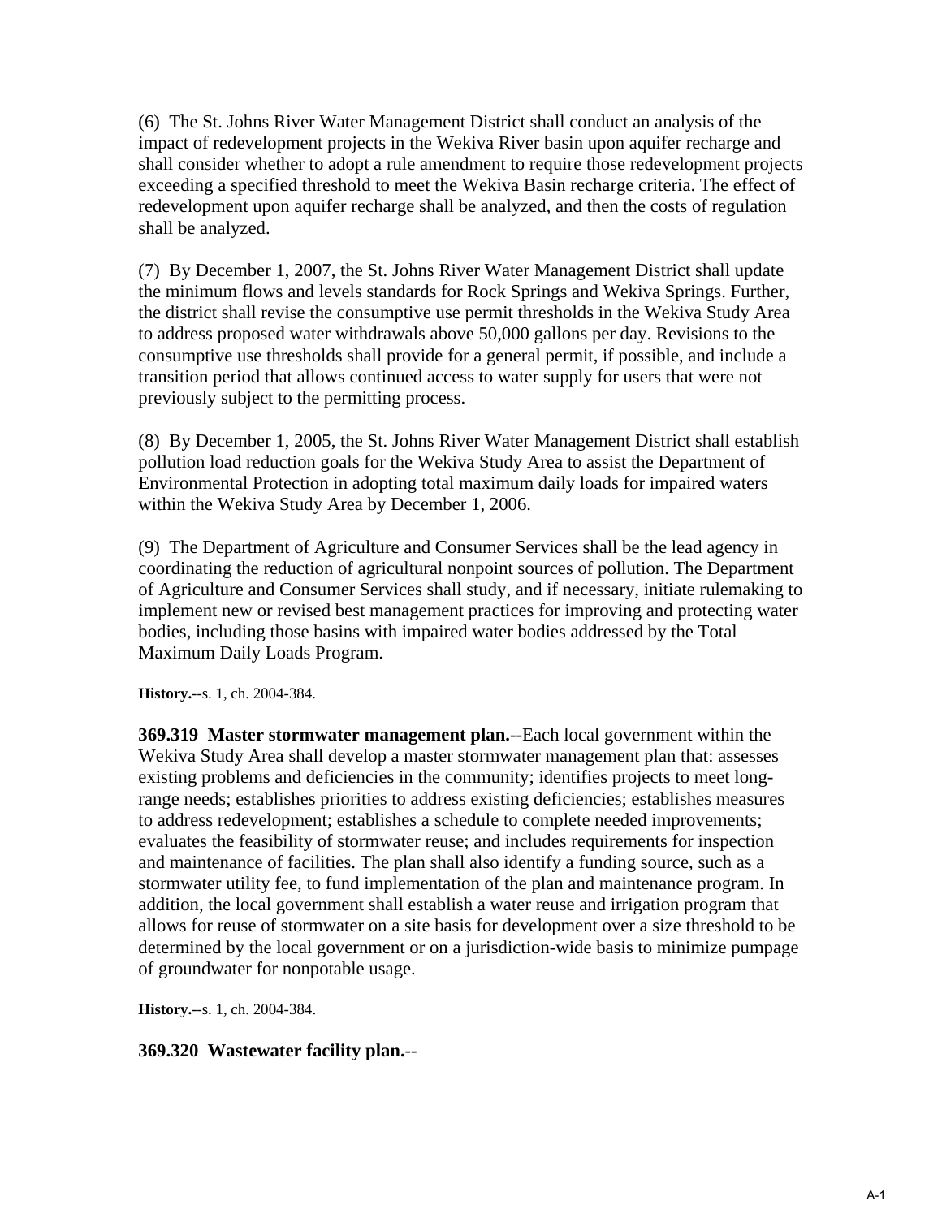(6) The St. Johns River Water Management District shall conduct an analysis of the impact of redevelopment projects in the Wekiva River basin upon aquifer recharge and shall consider whether to adopt a rule amendment to require those redevelopment projects exceeding a specified threshold to meet the Wekiva Basin recharge criteria. The effect of redevelopment upon aquifer recharge shall be analyzed, and then the costs of regulation shall be analyzed.

(7) By December 1, 2007, the St. Johns River Water Management District shall update the minimum flows and levels standards for Rock Springs and Wekiva Springs. Further, the district shall revise the consumptive use permit thresholds in the Wekiva Study Area to address proposed water withdrawals above 50,000 gallons per day. Revisions to the consumptive use thresholds shall provide for a general permit, if possible, and include a transition period that allows continued access to water supply for users that were not previously subject to the permitting process.

(8) By December 1, 2005, the St. Johns River Water Management District shall establish pollution load reduction goals for the Wekiva Study Area to assist the Department of Environmental Protection in adopting total maximum daily loads for impaired waters within the Wekiva Study Area by December 1, 2006.

(9) The Department of Agriculture and Consumer Services shall be the lead agency in coordinating the reduction of agricultural nonpoint sources of pollution. The Department of Agriculture and Consumer Services shall study, and if necessary, initiate rulemaking to implement new or revised best management practices for improving and protecting water bodies, including those basins with impaired water bodies addressed by the Total Maximum Daily Loads Program.

**History.**--s. 1, ch. 2004-384.

**369.319 Master stormwater management plan.**--Each local government within the Wekiva Study Area shall develop a master stormwater management plan that: assesses existing problems and deficiencies in the community; identifies projects to meet long-range needs; establishes priorities to address existing deficiencies; establishes measures to address redevelopment; establishes a schedule to complete needed improvements; evaluates the feasibility of stormwater reuse; and includes requirements for inspection and maintenance of facilities. The plan shall also identify a funding source, such as a stormwater utility fee, to fund implementation of the plan and maintenance program. In addition, the local government shall establish a water reuse and irrigation program that allows for reuse of stormwater on a site basis for development over a size threshold to be determined by the local government or on a jurisdiction-wide basis to minimize pumpage of groundwater for nonpotable usage.

**History.**--s. 1, ch. 2004-384.

**369.320 Wastewater facility plan.**--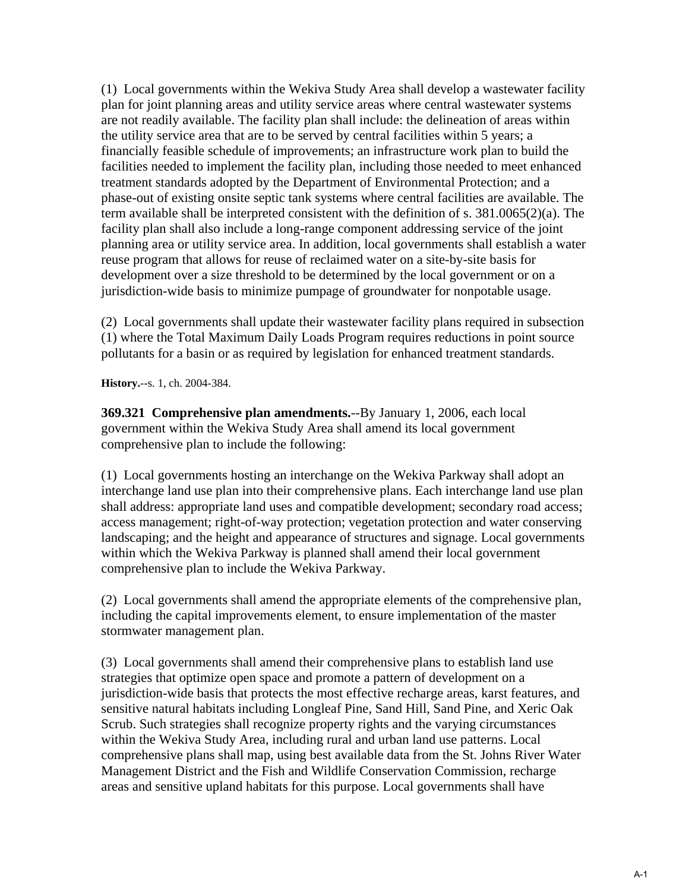(1) Local governments within the Wekiva Study Area shall develop a wastewater facility plan for joint planning areas and utility service areas where central wastewater systems are not readily available. The facility plan shall include: the delineation of areas within the utility service area that are to be served by central facilities within 5 years; a financially feasible schedule of improvements; an infrastructure work plan to build the facilities needed to implement the facility plan, including those needed to meet enhanced treatment standards adopted by the Department of Environmental Protection; and a phase-out of existing onsite septic tank systems where central facilities are available. The term available shall be interpreted consistent with the definition of s. 381.0065(2)(a). The facility plan shall also include a long-range component addressing service of the joint planning area or utility service area. In addition, local governments shall establish a water reuse program that allows for reuse of reclaimed water on a site-by-site basis for development over a size threshold to be determined by the local government or on a jurisdiction-wide basis to minimize pumpage of groundwater for nonpotable usage.

(2) Local governments shall update their wastewater facility plans required in subsection (1) where the Total Maximum Daily Loads Program requires reductions in point source pollutants for a basin or as required by legislation for enhanced treatment standards.

**History.**--s. 1, ch. 2004-384.

**369.321 Comprehensive plan amendments.**--By January 1, 2006, each local government within the Wekiva Study Area shall amend its local government comprehensive plan to include the following:

(1) Local governments hosting an interchange on the Wekiva Parkway shall adopt an interchange land use plan into their comprehensive plans. Each interchange land use plan shall address: appropriate land uses and compatible development; secondary road access; access management; right-of-way protection; vegetation protection and water conserving landscaping; and the height and appearance of structures and signage. Local governments within which the Wekiva Parkway is planned shall amend their local government comprehensive plan to include the Wekiva Parkway.

(2) Local governments shall amend the appropriate elements of the comprehensive plan, including the capital improvements element, to ensure implementation of the master stormwater management plan.

(3) Local governments shall amend their comprehensive plans to establish land use strategies that optimize open space and promote a pattern of development on a jurisdiction-wide basis that protects the most effective recharge areas, karst features, and sensitive natural habitats including Longleaf Pine, Sand Hill, Sand Pine, and Xeric Oak Scrub. Such strategies shall recognize property rights and the varying circumstances within the Wekiva Study Area, including rural and urban land use patterns. Local comprehensive plans shall map, using best available data from the St. Johns River Water Management District and the Fish and Wildlife Conservation Commission, recharge areas and sensitive upland habitats for this purpose. Local governments shall have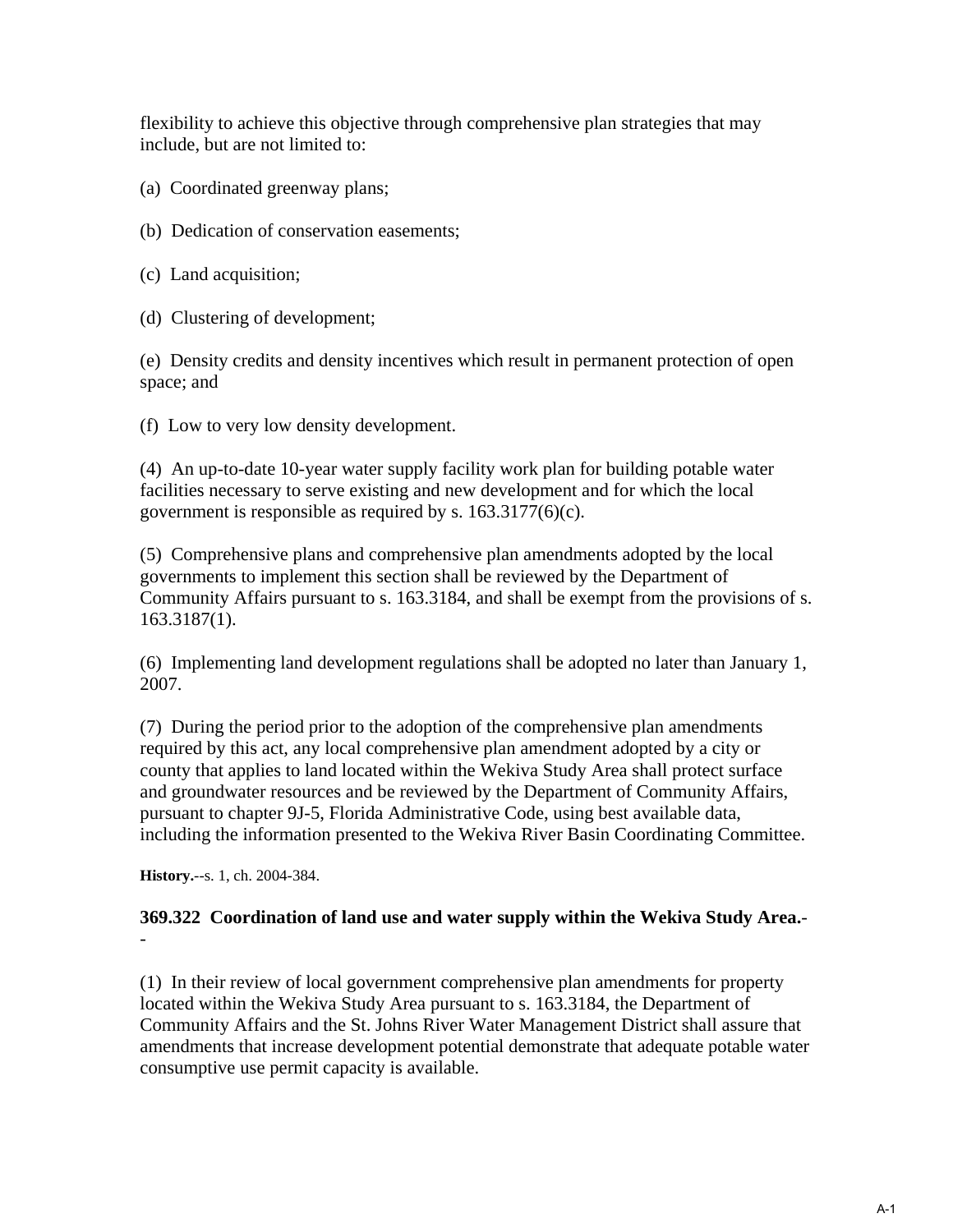flexibility to achieve this objective through comprehensive plan strategies that may include, but are not limited to:

(a) Coordinated greenway plans;

(b) Dedication of conservation easements;

(c) Land acquisition;

(d) Clustering of development;

(e) Density credits and density incentives which result in permanent protection of open space; and

(f) Low to very low density development.

(4) An up-to-date 10-year water supply facility work plan for building potable water facilities necessary to serve existing and new development and for which the local government is responsible as required by s. 163.3177(6)(c).

(5) Comprehensive plans and comprehensive plan amendments adopted by the local governments to implement this section shall be reviewed by the Department of Community Affairs pursuant to s. 163.3184, and shall be exempt from the provisions of s. 163.3187(1).

(6) Implementing land development regulations shall be adopted no later than January 1, 2007.

(7) During the period prior to the adoption of the comprehensive plan amendments required by this act, any local comprehensive plan amendment adopted by a city or county that applies to land located within the Wekiva Study Area shall protect surface and groundwater resources and be reviewed by the Department of Community Affairs, pursuant to chapter 9J-5, Florida Administrative Code, using best available data, including the information presented to the Wekiva River Basin Coordinating Committee.

**History.**--s. 1, ch. 2004-384.

**369.322 Coordination of land use and water supply within the Wekiva Study Area.--**

(1) In their review of local government comprehensive plan amendments for property located within the Wekiva Study Area pursuant to s. 163.3184, the Department of Community Affairs and the St. Johns River Water Management District shall assure that amendments that increase development potential demonstrate that adequate potable water consumptive use permit capacity is available.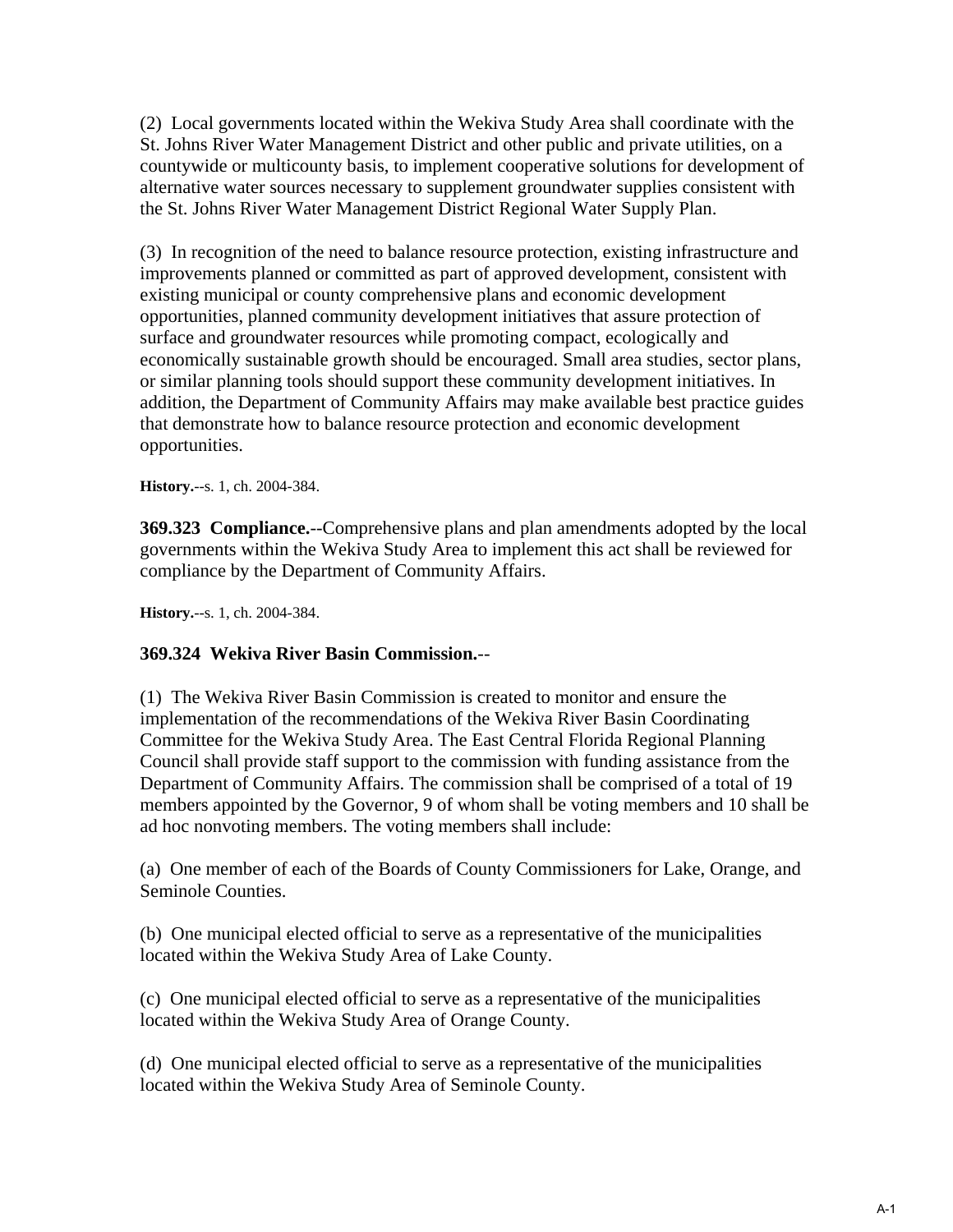(2) Local governments located within the Wekiva Study Area shall coordinate with the St. Johns River Water Management District and other public and private utilities, on a countywide or multicounty basis, to implement cooperative solutions for development of alternative water sources necessary to supplement groundwater supplies consistent with the St. Johns River Water Management District Regional Water Supply Plan.

(3) In recognition of the need to balance resource protection, existing infrastructure and improvements planned or committed as part of approved development, consistent with existing municipal or county comprehensive plans and economic development opportunities, planned community development initiatives that assure protection of surface and groundwater resources while promoting compact, ecologically and economically sustainable growth should be encouraged. Small area studies, sector plans, or similar planning tools should support these community development initiatives. In addition, the Department of Community Affairs may make available best practice guides that demonstrate how to balance resource protection and economic development opportunities.

**History.**--s. 1, ch. 2004-384.

**369.323 Compliance.**--Comprehensive plans and plan amendments adopted by the local governments within the Wekiva Study Area to implement this act shall be reviewed for compliance by the Department of Community Affairs.

**History.**--s. 1, ch. 2004-384.

**369.324 Wekiva River Basin Commission.**--

(1) The Wekiva River Basin Commission is created to monitor and ensure the implementation of the recommendations of the Wekiva River Basin Coordinating Committee for the Wekiva Study Area. The East Central Florida Regional Planning Council shall provide staff support to the commission with funding assistance from the Department of Community Affairs. The commission shall be comprised of a total of 19 members appointed by the Governor, 9 of whom shall be voting members and 10 shall be ad hoc nonvoting members. The voting members shall include:

(a) One member of each of the Boards of County Commissioners for Lake, Orange, and Seminole Counties.

(b) One municipal elected official to serve as a representative of the municipalities located within the Wekiva Study Area of Lake County.

(c) One municipal elected official to serve as a representative of the municipalities located within the Wekiva Study Area of Orange County.

(d) One municipal elected official to serve as a representative of the municipalities located within the Wekiva Study Area of Seminole County.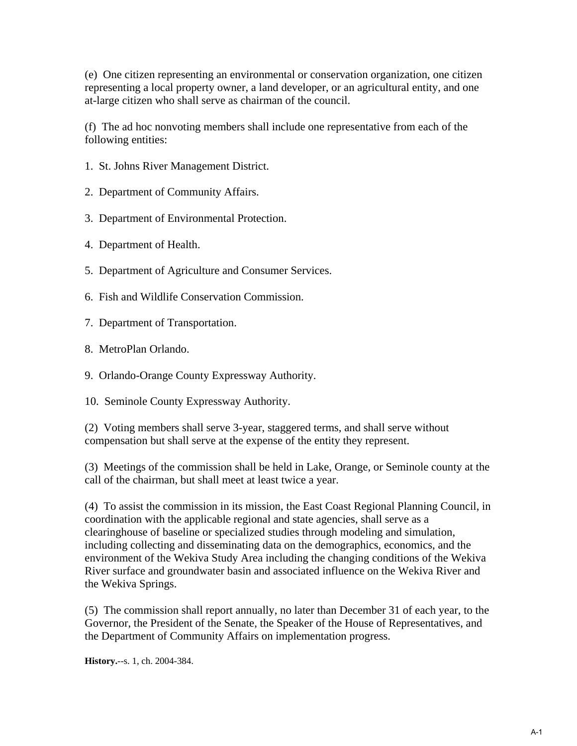(e) One citizen representing an environmental or conservation organization, one citizen representing a local property owner, a land developer, or an agricultural entity, and one at-large citizen who shall serve as chairman of the council.

(f) The ad hoc nonvoting members shall include one representative from each of the following entities:

1. St. Johns River Management District.

2. Department of Community Affairs.

3. Department of Environmental Protection.

4. Department of Health.

5. Department of Agriculture and Consumer Services.

6. Fish and Wildlife Conservation Commission.

7. Department of Transportation.

8. MetroPlan Orlando.

9. Orlando-Orange County Expressway Authority.

10. Seminole County Expressway Authority.

(2) Voting members shall serve 3-year, staggered terms, and shall serve without compensation but shall serve at the expense of the entity they represent.

(3) Meetings of the commission shall be held in Lake, Orange, or Seminole county at the call of the chairman, but shall meet at least twice a year.

(4) To assist the commission in its mission, the East Coast Regional Planning Council, in coordination with the applicable regional and state agencies, shall serve as a clearinghouse of baseline or specialized studies through modeling and simulation, including collecting and disseminating data on the demographics, economics, and the environment of the Wekiva Study Area including the changing conditions of the Wekiva River surface and groundwater basin and associated influence on the Wekiva River and the Wekiva Springs.

(5) The commission shall report annually, no later than December 31 of each year, to the Governor, the President of the Senate, the Speaker of the House of Representatives, and the Department of Community Affairs on implementation progress.

**History.**--s. 1, ch. 2004-384.